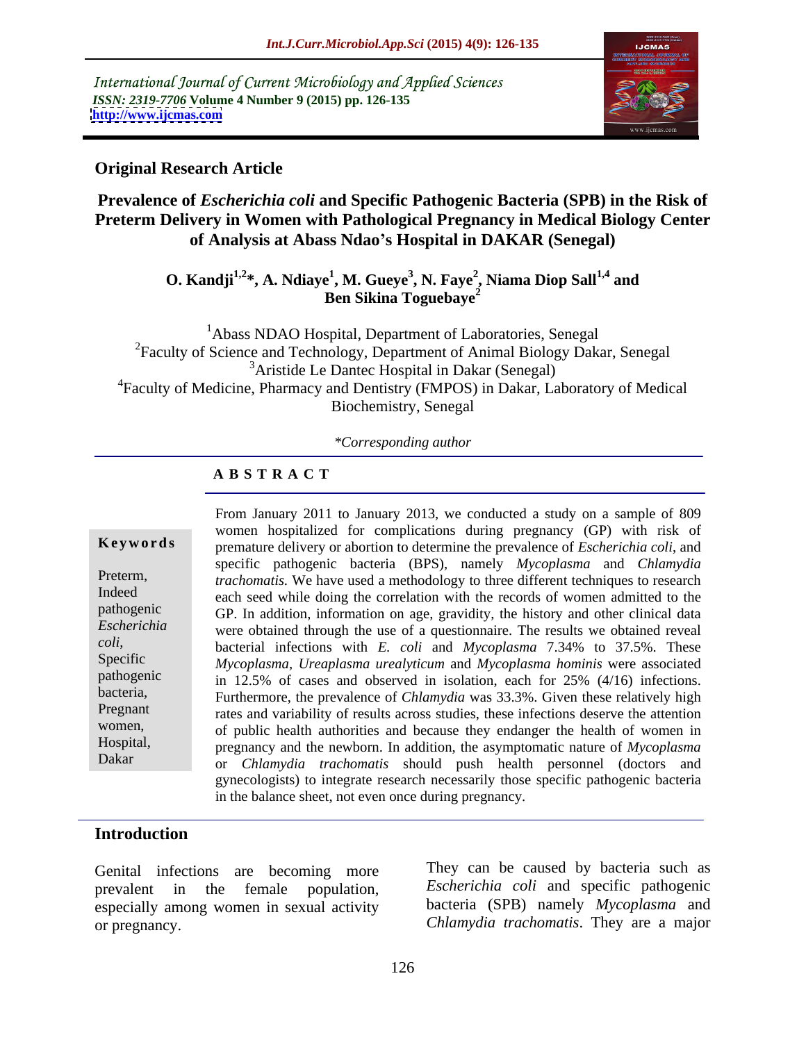International Journal of Current Microbiology and Applied Sciences
*ISSN: 2319-7706* **Volume 4 Number 9 (2015) pp. 126-135**
**http://www.ijcmas.com**

**Original Research Article**

# Prevalence of *Escherichia coli* and Specific Pathogenic Bacteria (SPB) in the Risk of Preterm Delivery in Women with Pathological Pregnancy in Medical Biology Center of Analysis at Abass Ndao's Hospital in DAKAR (Senegal)

**O. Kandji[1,2]*, A. Ndiaye[1], M. Gueye[3], N. Faye[2], Niama Diop Sall[1,4] and Ben Sikina Toguebaye[2]**

[1]Abass NDAO Hospital, Department of Laboratories, Senegal
[2]Faculty of Science and Technology, Department of Animal Biology Dakar, Senegal
[3]Aristide Le Dantec Hospital in Dakar (Senegal)
[4]Faculty of Medicine, Pharmacy and Dentistry (FMPOS) in Dakar, Laboratory of Medical Biochemistry, Senegal

*\*Corresponding author*

## A B S T R A C T

**Keywords**

Preterm, Indeed pathogenic *Escherichia coli*, Specific pathogenic bacteria, Pregnant women, Hospital, Dakar

From January 2011 to January 2013, we conducted a study on a sample of 809 women hospitalized for complications during pregnancy (GP) with risk of premature delivery or abortion to determine the prevalence of *Escherichia coli*, and specific pathogenic bacteria (BPS), namely *Mycoplasma* and *Chlamydia trachomatis.* We have used a methodology to three different techniques to research each seed while doing the correlation with the records of women admitted to the GP. In addition, information on age, gravidity, the history and other clinical data were obtained through the use of a questionnaire. The results we obtained reveal bacterial infections with *E. coli* and *Mycoplasma* 7.34% to 37.5%. These *Mycoplasma, Ureaplasma urealyticum* and *Mycoplasma hominis* were associated in 12.5% of cases and observed in isolation, each for 25% (4/16) infections. Furthermore, the prevalence of *Chlamydia* was 33.3%. Given these relatively high rates and variability of results across studies, these infections deserve the attention of public health authorities and because they endanger the health of women in pregnancy and the newborn. In addition, the asymptomatic nature of *Mycoplasma* or *Chlamydia trachomatis* should push health personnel (doctors and gynecologists) to integrate research necessarily those specific pathogenic bacteria in the balance sheet, not even once during pregnancy.

## Introduction

Genital infections are becoming more prevalent in the female population, especially among women in sexual activity or pregnancy.

They can be caused by bacteria such as *Escherichia coli* and specific pathogenic bacteria (SPB) namely *Mycoplasma* and *Chlamydia trachomatis*. They are a major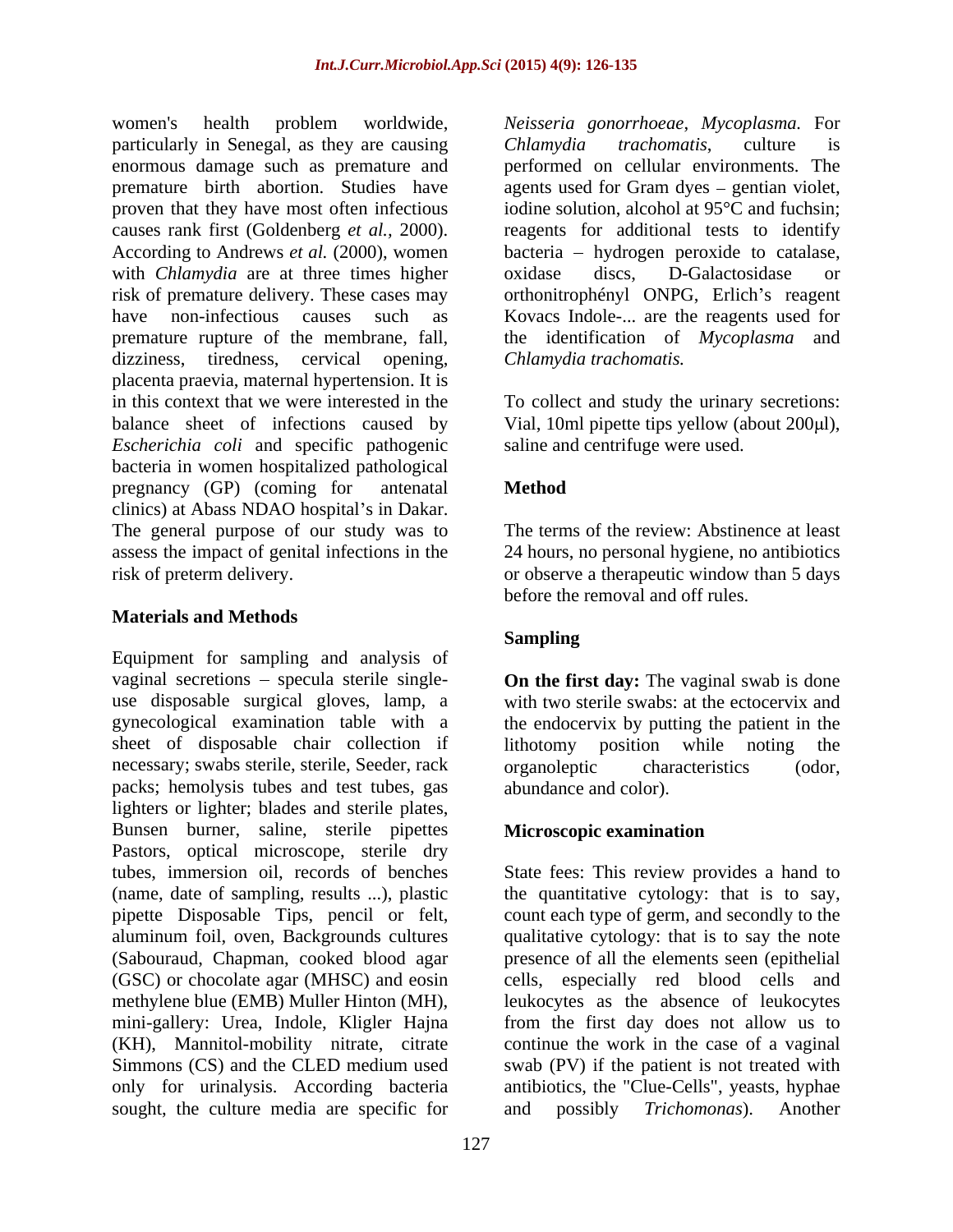women's health problem worldwide, particularly in Senegal, as they are causing enormous damage such as premature and premature birth abortion. Studies have proven that they have most often infectious causes rank first (Goldenberg *et al.*, 2000). According to Andrews *et al.* (2000), women with *Chlamydia* are at three times higher risk of premature delivery. These cases may have non-infectious causes such as premature rupture of the membrane, fall, dizziness, tiredness, cervical opening, placenta praevia, maternal hypertension. It is in this context that we were interested in the balance sheet of infections caused by *Escherichia coli* and specific pathogenic bacteria in women hospitalized pathological pregnancy (GP) (coming for antenatal clinics) at Abass NDAO hospital's in Dakar. The general purpose of our study was to assess the impact of genital infections in the risk of preterm delivery.

## Materials and Methods

Equipment for sampling and analysis of vaginal secretions – specula sterile single-use disposable surgical gloves, lamp, a gynecological examination table with a sheet of disposable chair collection if necessary; swabs sterile, sterile, Seeder, rack packs; hemolysis tubes and test tubes, gas lighters or lighter; blades and sterile plates, Bunsen burner, saline, sterile pipettes Pastors, optical microscope, sterile dry tubes, immersion oil, records of benches (name, date of sampling, results ...), plastic pipette Disposable Tips, pencil or felt, aluminum foil, oven, Backgrounds cultures (Sabouraud, Chapman, cooked blood agar (GSC) or chocolate agar (MHSC) and eosin methylene blue (EMB) Muller Hinton (MH), mini-gallery: Urea, Indole, Kligler Hajna (KH), Mannitol-mobility nitrate, citrate Simmons (CS) and the CLED medium used only for urinalysis. According bacteria sought, the culture media are specific for *Neisseria gonorrhoeae*, *Mycoplasma.* For *Chlamydia trachomatis*, culture is performed on cellular environments. The agents used for Gram dyes – gentian violet, iodine solution, alcohol at 95°C and fuchsin; reagents for additional tests to identify bacteria – hydrogen peroxide to catalase, oxidase discs, D-Galactosidase or orthonitrophényl ONPG, Erlich's reagent Kovacs Indole-... are the reagents used for the identification of *Mycoplasma* and *Chlamydia trachomatis.*

To collect and study the urinary secretions: Vial, 10ml pipette tips yellow (about 200μl), saline and centrifuge were used.

### Method

The terms of the review: Abstinence at least 24 hours, no personal hygiene, no antibiotics or observe a therapeutic window than 5 days before the removal and off rules.

### Sampling

**On the first day:** The vaginal swab is done with two sterile swabs: at the ectocervix and the endocervix by putting the patient in the lithotomy position while noting the organoleptic characteristics (odor, abundance and color).

### Microscopic examination

State fees: This review provides a hand to the quantitative cytology: that is to say, count each type of germ, and secondly to the qualitative cytology: that is to say the note presence of all the elements seen (epithelial cells, especially red blood cells and leukocytes as the absence of leukocytes from the first day does not allow us to continue the work in the case of a vaginal swab (PV) if the patient is not treated with antibiotics, the "Clue-Cells", yeasts, hyphae and possibly *Trichomonas*). Another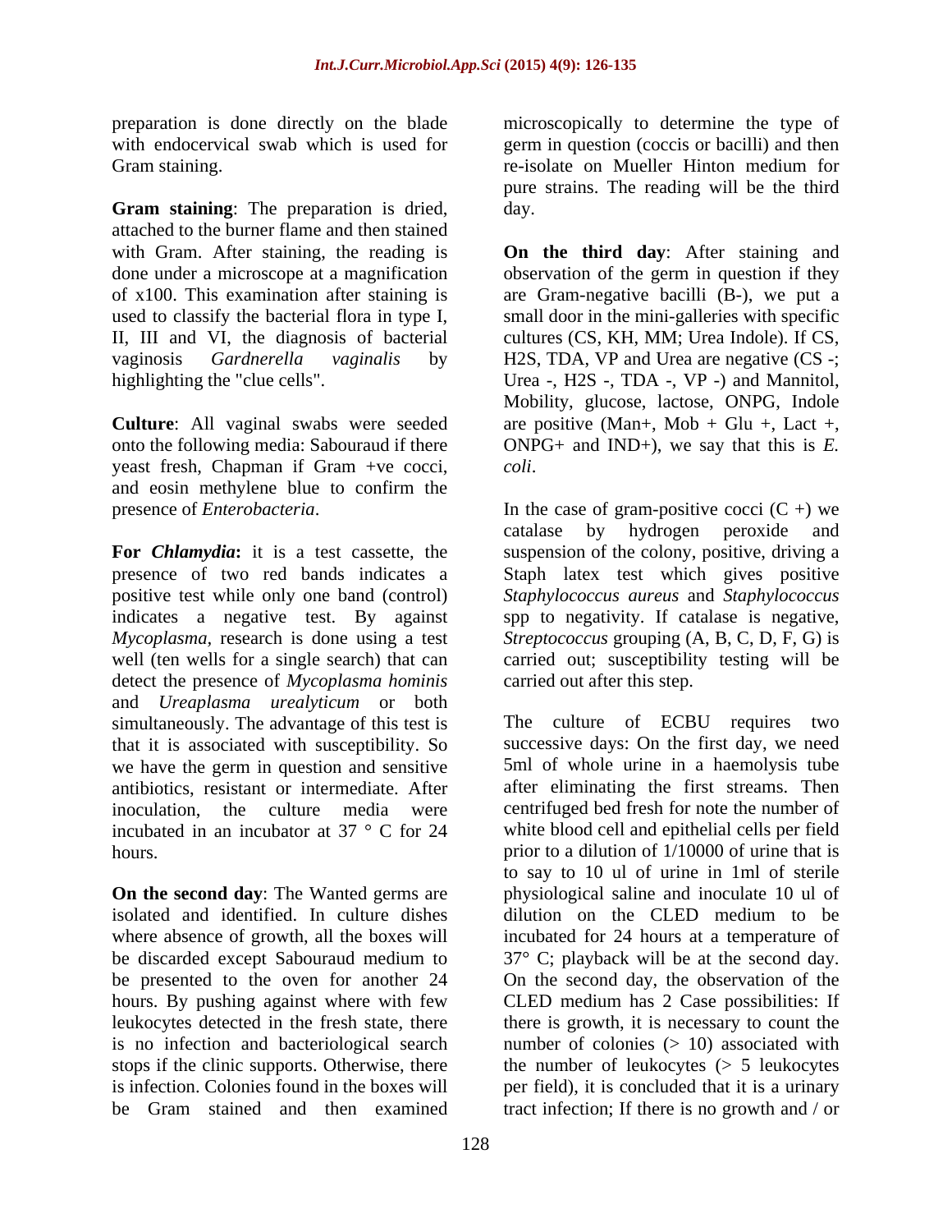preparation is done directly on the blade with endocervical swab which is used for Gram staining.

**Gram staining**: The preparation is dried, attached to the burner flame and then stained with Gram. After staining, the reading is done under a microscope at a magnification of x100. This examination after staining is used to classify the bacterial flora in type I, II, III and VI, the diagnosis of bacterial vaginosis *Gardnerella vaginalis* by highlighting the "clue cells".

**Culture**: All vaginal swabs were seeded onto the following media: Sabouraud if there yeast fresh, Chapman if Gram +ve cocci, and eosin methylene blue to confirm the presence of *Enterobacteria*.

**For *Chlamydia*:** it is a test cassette, the presence of two red bands indicates a positive test while only one band (control) indicates a negative test. By against *Mycoplasma*, research is done using a test well (ten wells for a single search) that can detect the presence of *Mycoplasma hominis* and *Ureaplasma urealyticum* or both simultaneously. The advantage of this test is that it is associated with susceptibility. So we have the germ in question and sensitive antibiotics, resistant or intermediate. After inoculation, the culture media were incubated in an incubator at 37 ° C for 24 hours.

**On the second day**: The Wanted germs are isolated and identified. In culture dishes where absence of growth, all the boxes will be discarded except Sabouraud medium to be presented to the oven for another 24 hours. By pushing against where with few leukocytes detected in the fresh state, there is no infection and bacteriological search stops if the clinic supports. Otherwise, there is infection. Colonies found in the boxes will be Gram stained and then examined microscopically to determine the type of germ in question (coccis or bacilli) and then re-isolate on Mueller Hinton medium for pure strains. The reading will be the third day.

**On the third day**: After staining and observation of the germ in question if they are Gram-negative bacilli (B-), we put a small door in the mini-galleries with specific cultures (CS, KH, MM; Urea Indole). If CS, H2S, TDA, VP and Urea are negative (CS -; Urea -, H2S -, TDA -, VP -) and Mannitol, Mobility, glucose, lactose, ONPG, Indole are positive (Man+, Mob + Glu +, Lact +, ONPG+ and IND+), we say that this is *E. coli*.

In the case of gram-positive cocci (C +) we catalase by hydrogen peroxide and suspension of the colony, positive, driving a Staph latex test which gives positive *Staphylococcus aureus* and *Staphylococcus* spp to negativity. If catalase is negative, *Streptococcus* grouping (A, B, C, D, F, G) is carried out; susceptibility testing will be carried out after this step.

The culture of ECBU requires two successive days: On the first day, we need 5ml of whole urine in a haemolysis tube after eliminating the first streams. Then centrifuged bed fresh for note the number of white blood cell and epithelial cells per field prior to a dilution of 1/10000 of urine that is to say to 10 ul of urine in 1ml of sterile physiological saline and inoculate 10 ul of dilution on the CLED medium to be incubated for 24 hours at a temperature of 37° C; playback will be at the second day. On the second day, the observation of the CLED medium has 2 Case possibilities: If there is growth, it is necessary to count the number of colonies (> 10) associated with the number of leukocytes (> 5 leukocytes per field), it is concluded that it is a urinary tract infection; If there is no growth and / or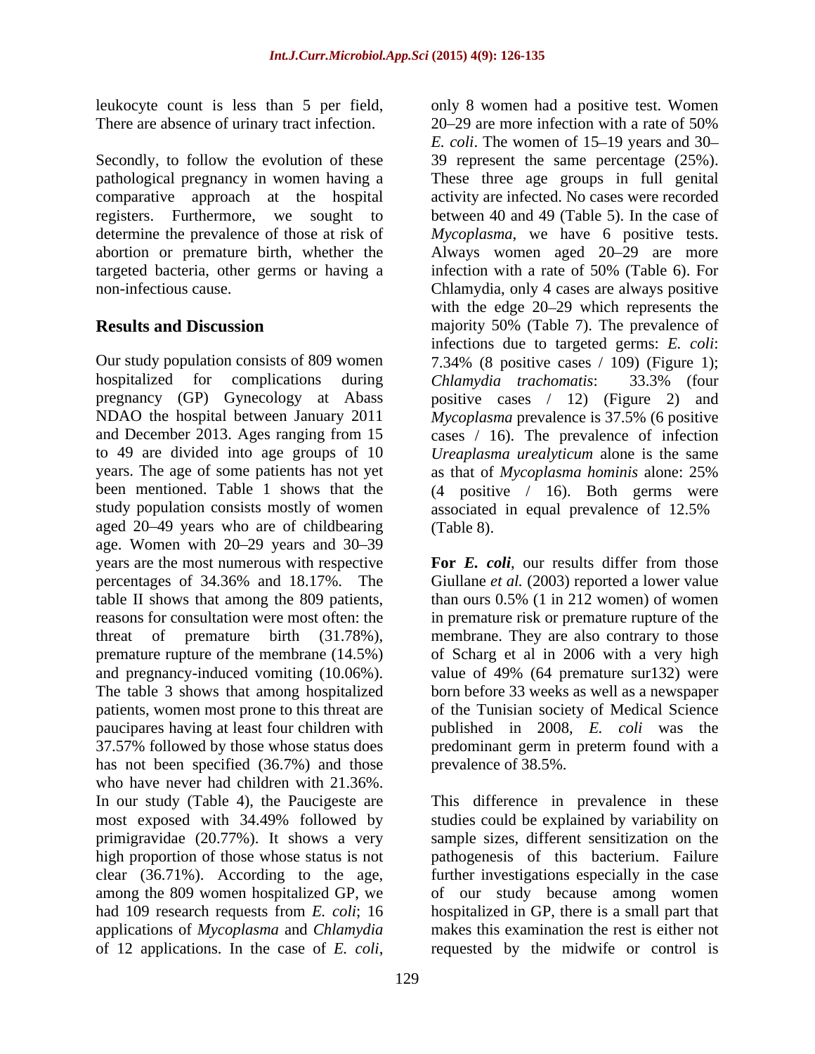leukocyte count is less than 5 per field, There are absence of urinary tract infection.

Secondly, to follow the evolution of these pathological pregnancy in women having a comparative approach at the hospital registers. Furthermore, we sought to determine the prevalence of those at risk of abortion or premature birth, whether the targeted bacteria, other germs or having a non-infectious cause.

## Results and Discussion

Our study population consists of 809 women hospitalized for complications during pregnancy (GP) Gynecology at Abass NDAO the hospital between January 2011 and December 2013. Ages ranging from 15 to 49 are divided into age groups of 10 years. The age of some patients has not yet been mentioned. Table 1 shows that the study population consists mostly of women aged 20–49 years who are of childbearing age. Women with 20–29 years and 30–39 years are the most numerous with respective percentages of 34.36% and 18.17%. The table II shows that among the 809 patients, reasons for consultation were most often: the threat of premature birth (31.78%), premature rupture of the membrane (14.5%) and pregnancy-induced vomiting (10.06%). The table 3 shows that among hospitalized patients, women most prone to this threat are paucipares having at least four children with 37.57% followed by those whose status does has not been specified (36.7%) and those who have never had children with 21.36%. In our study (Table 4), the Paucigeste are most exposed with 34.49% followed by primigravidae (20.77%). It shows a very high proportion of those whose status is not clear (36.71%). According to the age, among the 809 women hospitalized GP, we had 109 research requests from *E. coli*; 16 applications of *Mycoplasma* and *Chlamydia* of 12 applications. In the case of *E. coli*, only 8 women had a positive test. Women 20–29 are more infection with a rate of 50% *E. coli*. The women of 15–19 years and 30–39 represent the same percentage (25%). These three age groups in full genital activity are infected. No cases were recorded between 40 and 49 (Table 5). In the case of *Mycoplasma*, we have 6 positive tests. Always women aged 20–29 are more infection with a rate of 50% (Table 6). For Chlamydia, only 4 cases are always positive with the edge 20–29 which represents the majority 50% (Table 7). The prevalence of infections due to targeted germs: *E. coli*: 7.34% (8 positive cases / 109) (Figure 1); *Chlamydia trachomatis*: 33.3% (four positive cases / 12) (Figure 2) and *Mycoplasma* prevalence is 37.5% (6 positive cases / 16). The prevalence of infection *Ureaplasma urealyticum* alone is the same as that of *Mycoplasma hominis* alone: 25% (4 positive / 16). Both germs were associated in equal prevalence of 12.5% (Table 8).

**For *E. coli***, our results differ from those Giullane *et al.* (2003) reported a lower value than ours 0.5% (1 in 212 women) of women in premature risk or premature rupture of the membrane. They are also contrary to those of Scharg et al in 2006 with a very high value of 49% (64 premature sur132) were born before 33 weeks as well as a newspaper of the Tunisian society of Medical Science published in 2008, *E. coli* was the predominant germ in preterm found with a prevalence of 38.5%.

This difference in prevalence in these studies could be explained by variability on sample sizes, different sensitization on the pathogenesis of this bacterium. Failure further investigations especially in the case of our study because among women hospitalized in GP, there is a small part that makes this examination the rest is either not requested by the midwife or control is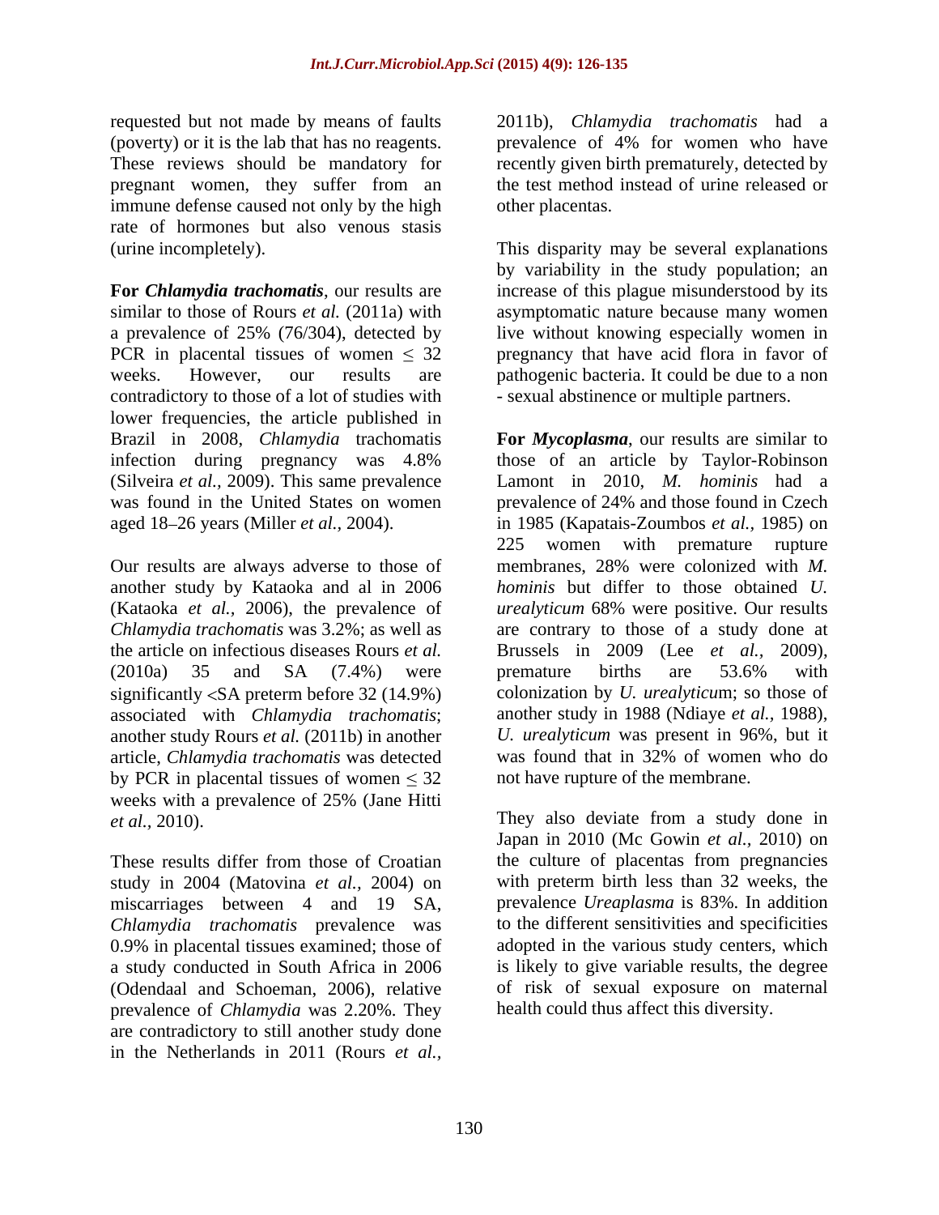requested but not made by means of faults (poverty) or it is the lab that has no reagents. These reviews should be mandatory for pregnant women, they suffer from an immune defense caused not only by the high rate of hormones but also venous stasis (urine incompletely).

**For *Chlamydia trachomatis***, our results are similar to those of Rours *et al.* (2011a) with a prevalence of 25% (76/304), detected by PCR in placental tissues of women ≤ 32 weeks. However, our results are contradictory to those of a lot of studies with lower frequencies, the article published in Brazil in 2008, *Chlamydia* trachomatis infection during pregnancy was 4.8% (Silveira *et al.*, 2009). This same prevalence was found in the United States on women aged 18–26 years (Miller *et al.*, 2004).

Our results are always adverse to those of another study by Kataoka and al in 2006 (Kataoka *et al.*, 2006), the prevalence of *Chlamydia trachomatis* was 3.2%; as well as the article on infectious diseases Rours *et al.* (2010a) 35 and SA (7.4%) were significantly <SA preterm before 32 (14.9%) associated with *Chlamydia trachomatis*; another study Rours *et al.* (2011b) in another article, *Chlamydia trachomatis* was detected by PCR in placental tissues of women ≤ 32 weeks with a prevalence of 25% (Jane Hitti *et al.*, 2010).

These results differ from those of Croatian study in 2004 (Matovina *et al.*, 2004) on miscarriages between 4 and 19 SA, *Chlamydia trachomatis* prevalence was 0.9% in placental tissues examined; those of a study conducted in South Africa in 2006 (Odendaal and Schoeman, 2006), relative prevalence of *Chlamydia* was 2.20%. They are contradictory to still another study done in the Netherlands in 2011 (Rours *et al.*, 2011b), *Chlamydia trachomatis* had a prevalence of 4% for women who have recently given birth prematurely, detected by the test method instead of urine released or other placentas.

This disparity may be several explanations by variability in the study population; an increase of this plague misunderstood by its asymptomatic nature because many women live without knowing especially women in pregnancy that have acid flora in favor of pathogenic bacteria. It could be due to a non - sexual abstinence or multiple partners.

**For *Mycoplasma***, our results are similar to those of an article by Taylor-Robinson Lamont in 2010, *M. hominis* had a prevalence of 24% and those found in Czech in 1985 (Kapatais-Zoumbos *et al.*, 1985) on 225 women with premature rupture membranes, 28% were colonized with *M. hominis* but differ to those obtained *U. urealyticum* 68% were positive. Our results are contrary to those of a study done at Brussels in 2009 (Lee *et al.*, 2009), premature births are 53.6% with colonization by *U. urealyticu*m; so those of another study in 1988 (Ndiaye *et al.*, 1988), *U. urealyticum* was present in 96%, but it was found that in 32% of women who do not have rupture of the membrane.

They also deviate from a study done in Japan in 2010 (Mc Gowin *et al.*, 2010) on the culture of placentas from pregnancies with preterm birth less than 32 weeks, the prevalence *Ureaplasma* is 83%. In addition to the different sensitivities and specificities adopted in the various study centers, which is likely to give variable results, the degree of risk of sexual exposure on maternal health could thus affect this diversity.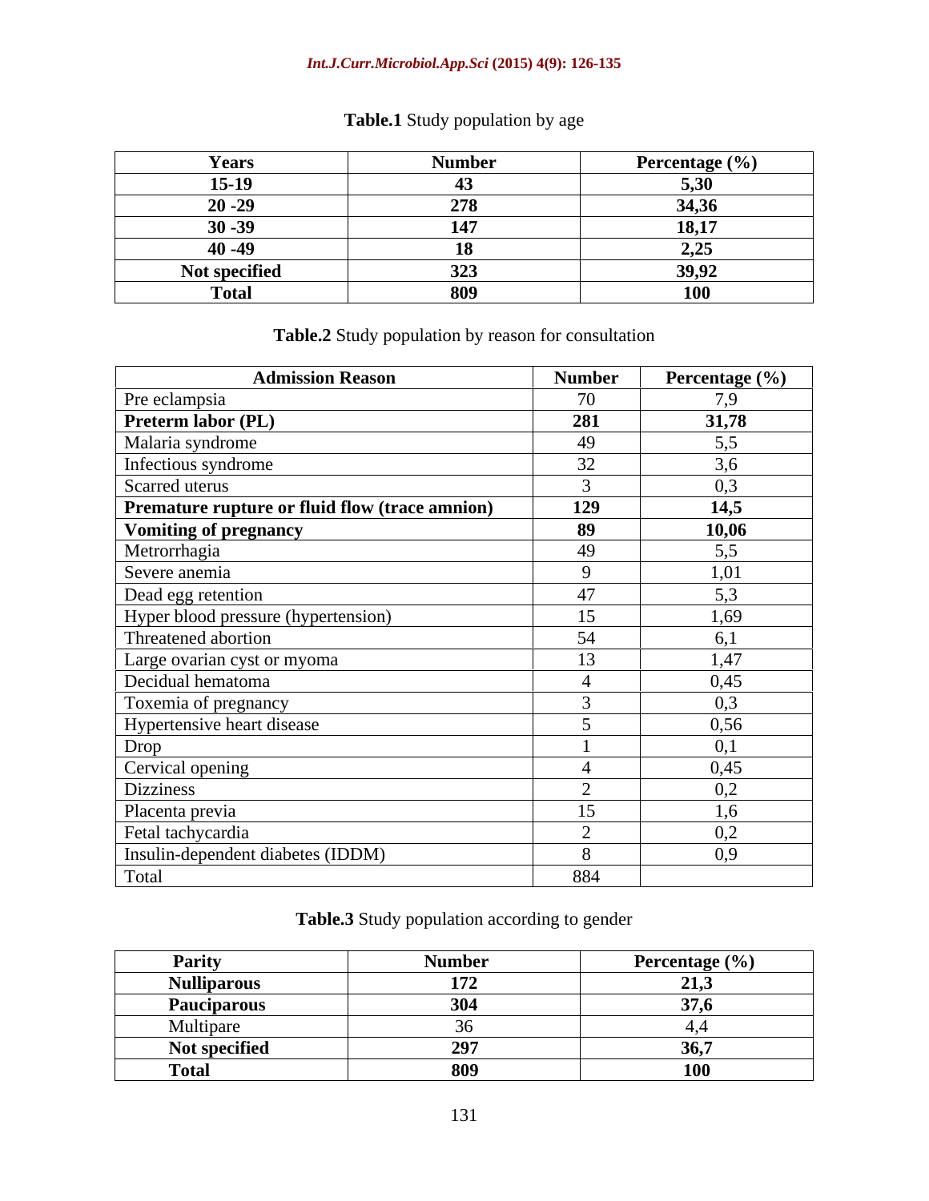**Table.1** Study population by age

| Years | Number | Percentage (%) |
|---|---|---|
| **15-19** | **43** | **5,30** |
| **20 -29** | **278** | **34,36** |
| **30 -39** | **147** | **18,17** |
| **40 -49** | **18** | **2,25** |
| **Not specified** | **323** | **39,92** |
| **Total** | **809** | **100** |

**Table.2** Study population by reason for consultation

| Admission Reason | Number | Percentage (%) |
|---|---|---|
| Pre eclampsia | 70 | 7,9 |
| **Preterm labor (PL)** | **281** | **31,78** |
| Malaria syndrome | 49 | 5,5 |
| Infectious syndrome | 32 | 3,6 |
| Scarred uterus | 3 | 0,3 |
| **Premature rupture or fluid flow (trace amnion)** | **129** | **14,5** |
| **Vomiting of pregnancy** | **89** | **10,06** |
| Metrorrhagia | 49 | 5,5 |
| Severe anemia | 9 | 1,01 |
| Dead egg retention | 47 | 5,3 |
| Hyper blood pressure (hypertension) | 15 | 1,69 |
| Threatened abortion | 54 | 6,1 |
| Large ovarian cyst or myoma | 13 | 1,47 |
| Decidual hematoma | 4 | 0,45 |
| Toxemia of pregnancy | 3 | 0,3 |
| Hypertensive heart disease | 5 | 0,56 |
| Drop | 1 | 0,1 |
| Cervical opening | 4 | 0,45 |
| Dizziness | 2 | 0,2 |
| Placenta previa | 15 | 1,6 |
| Fetal tachycardia | 2 | 0,2 |
| Insulin-dependent diabetes (IDDM) | 8 | 0,9 |
| Total | 884 | |

**Table.3** Study population according to gender

| Parity | Number | Percentage (%) |
|---|---|---|
| **Nulliparous** | **172** | **21,3** |
| **Pauciparous** | **304** | **37,6** |
| Multipare | 36 | 4,4 |
| **Not specified** | **297** | **36,7** |
| **Total** | **809** | **100** |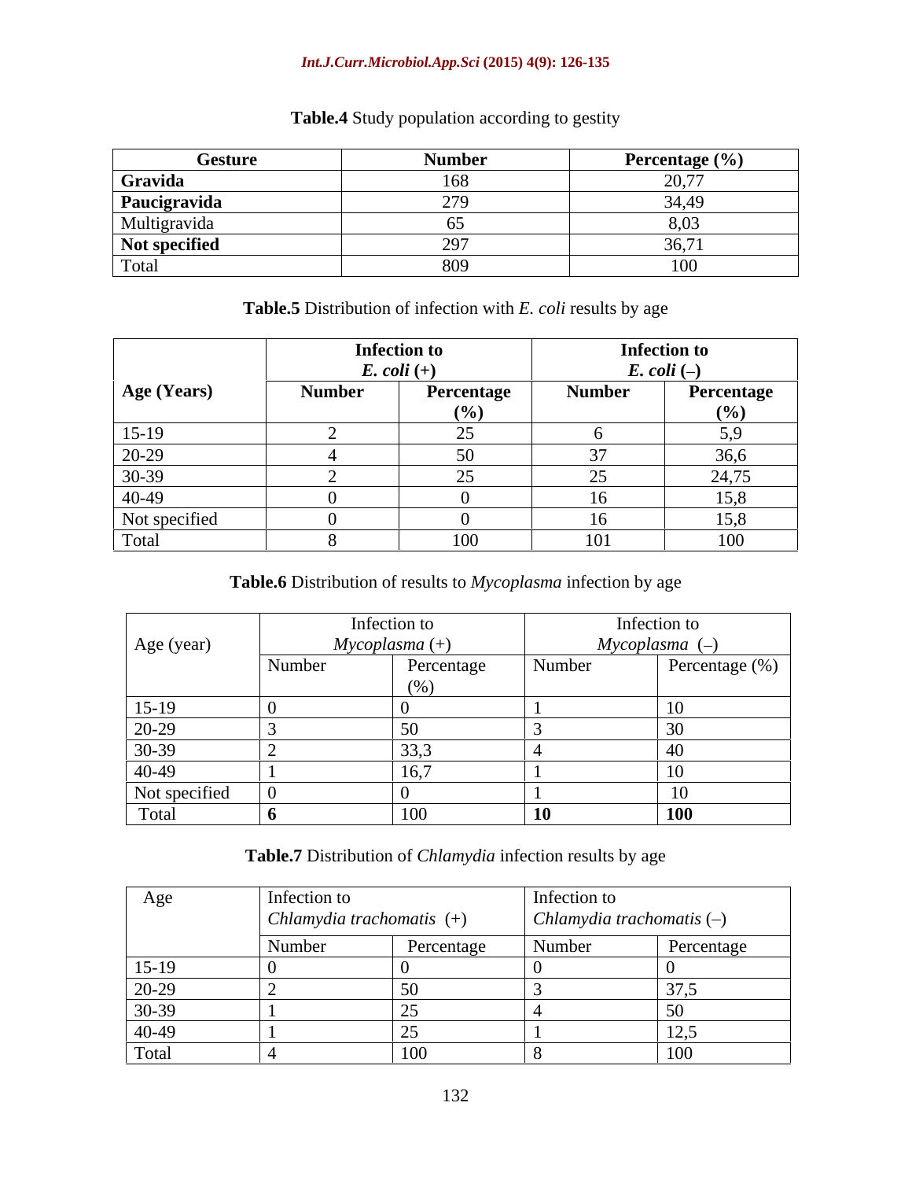**Table.4** Study population according to gestity

| Gesture | Number | Percentage (%) |
|---|---|---|
| **Gravida** | 168 | 20,77 |
| **Paucigravida** | 279 | 34,49 |
| Multigravida | 65 | 8,03 |
| **Not specified** | 297 | 36,71 |
| Total | 809 | 100 |

**Table.5** Distribution of infection with *E. coli* results by age

| Age (Years) | Infection to *E. coli* (+) | | Infection to *E. coli* (–) | |
|---|---|---|---|---|
| | Number | Percentage (%) | Number | Percentage (%) |
| 15-19 | 2 | 25 | 6 | 5,9 |
| 20-29 | 4 | 50 | 37 | 36,6 |
| 30-39 | 2 | 25 | 25 | 24,75 |
| 40-49 | 0 | 0 | 16 | 15,8 |
| Not specified | 0 | 0 | 16 | 15,8 |
| Total | 8 | 100 | 101 | 100 |

**Table.6** Distribution of results to *Mycoplasma* infection by age

| Age (year) | Infection to *Mycoplasma* (+) | | Infection to *Mycoplasma* (–) | |
|---|---|---|---|---|
| | Number | Percentage (%) | Number | Percentage (%) |
| 15-19 | 0 | 0 | 1 | 10 |
| 20-29 | 3 | 50 | 3 | 30 |
| 30-39 | 2 | 33,3 | 4 | 40 |
| 40-49 | 1 | 16,7 | 1 | 10 |
| Not specified | 0 | 0 | 1 | 10 |
| Total | **6** | 100 | **10** | **100** |

**Table.7** Distribution of *Chlamydia* infection results by age

| Age | Infection to *Chlamydia trachomatis* (+) | | Infection to *Chlamydia trachomatis* (–) | |
|---|---|---|---|---|
| | Number | Percentage | Number | Percentage |
| 15-19 | 0 | 0 | 0 | 0 |
| 20-29 | 2 | 50 | 3 | 37,5 |
| 30-39 | 1 | 25 | 4 | 50 |
| 40-49 | 1 | 25 | 1 | 12,5 |
| Total | 4 | 100 | 8 | 100 |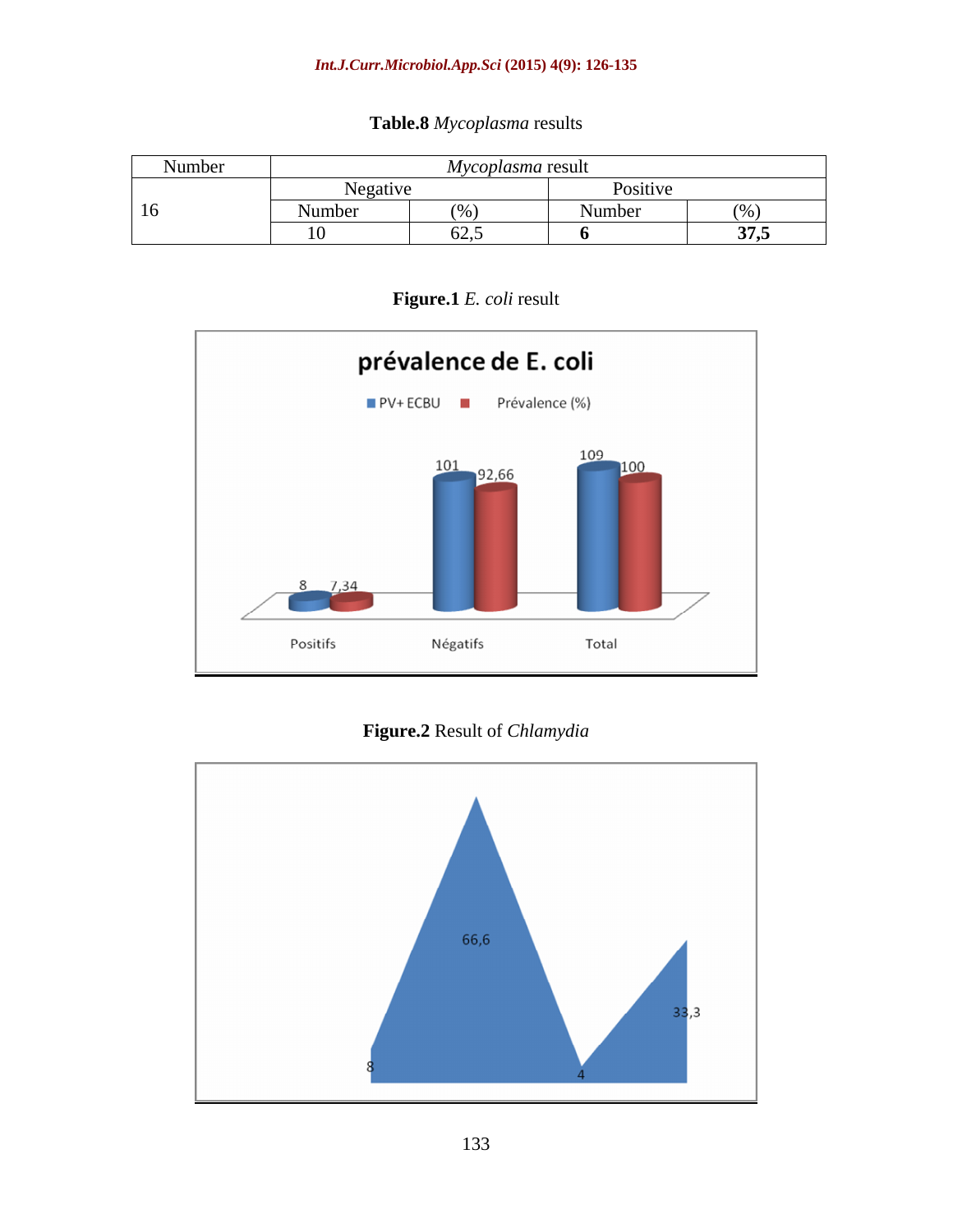**Table.8** *Mycoplasma* results

| Number | *Mycoplasma* result | | | |
|---|---|---|---|---|
| | Negative | | Positive | |
| 16 | Number | (%) | Number | (%) |
| | 10 | 62,5 | **6** | **37,5** |

**Figure.1** *E. coli* result

**Figure.2** Result of *Chlamydia*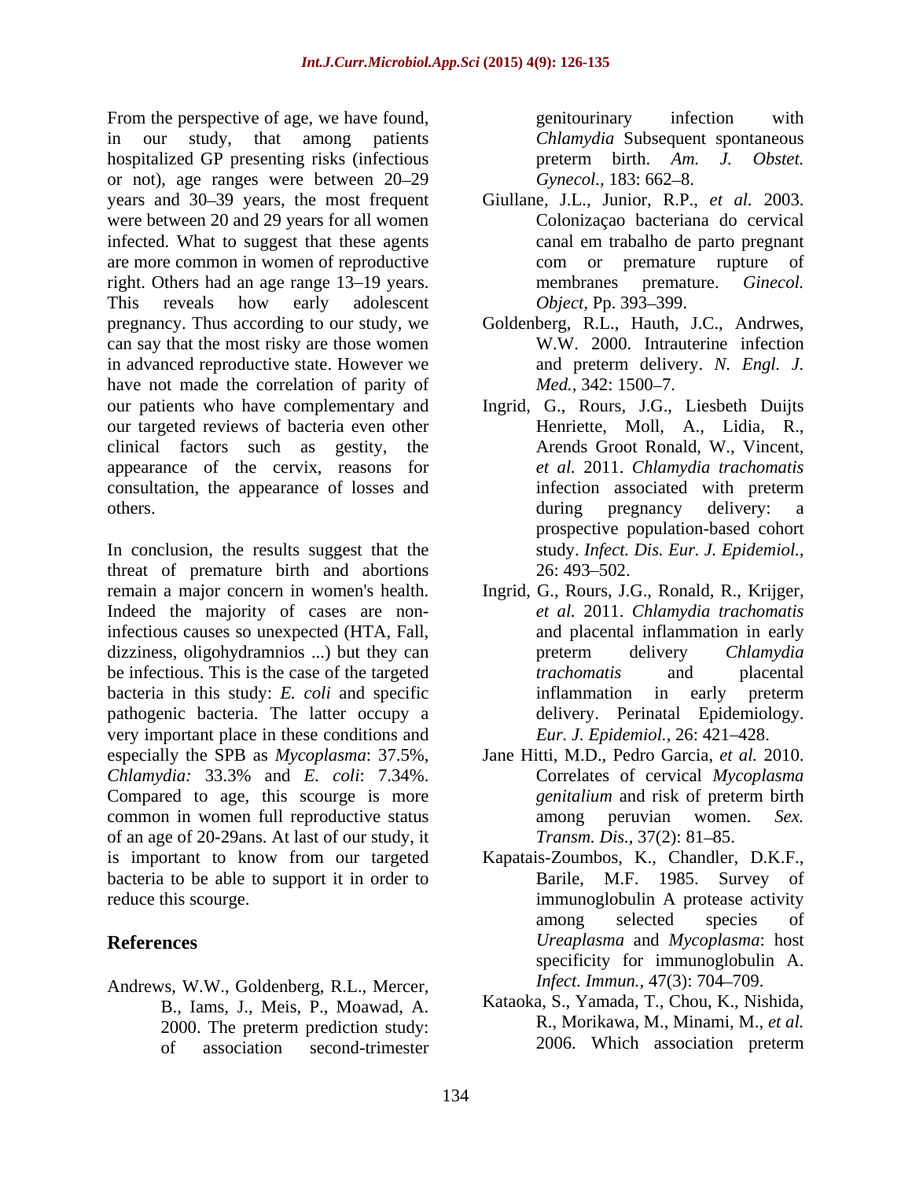From the perspective of age, we have found, in our study, that among patients hospitalized GP presenting risks (infectious or not), age ranges were between 20–29 years and 30–39 years, the most frequent were between 20 and 29 years for all women infected. What to suggest that these agents are more common in women of reproductive right. Others had an age range 13–19 years. This reveals how early adolescent pregnancy. Thus according to our study, we can say that the most risky are those women in advanced reproductive state. However we have not made the correlation of parity of our patients who have complementary and our targeted reviews of bacteria even other clinical factors such as gestity, the appearance of the cervix, reasons for consultation, the appearance of losses and others.

In conclusion, the results suggest that the threat of premature birth and abortions remain a major concern in women's health. Indeed the majority of cases are non-infectious causes so unexpected (HTA, Fall, dizziness, oligohydramnios ...) but they can be infectious. This is the case of the targeted bacteria in this study: *E. coli* and specific pathogenic bacteria. The latter occupy a very important place in these conditions and especially the SPB as *Mycoplasma*: 37.5%, *Chlamydia:* 33.3% and *E. coli*: 7.34%. Compared to age, this scourge is more common in women full reproductive status of an age of 20-29ans. At last of our study, it is important to know from our targeted bacteria to be able to support it in order to reduce this scourge.

## References

Andrews, W.W., Goldenberg, R.L., Mercer, B., Iams, J., Meis, P., Moawad, A. 2000. The preterm prediction study: of association second-trimester genitourinary infection with *Chlamydia* Subsequent spontaneous preterm birth. *Am. J. Obstet. Gynecol.,* 183: 662–8.

Giullane, J.L., Junior, R.P., *et al.* 2003. Colonizaçao bacteriana do cervical canal em trabalho de parto pregnant com or premature rupture of membranes premature. *Ginecol. Object*, Pp. 393–399.

Goldenberg, R.L., Hauth, J.C., Andrwes, W.W. 2000. Intrauterine infection and preterm delivery. *N. Engl. J. Med.,* 342: 1500–7.

Ingrid, G., Rours, J.G., Liesbeth Duijts Henriette, Moll, A., Lidia, R., Arends Groot Ronald, W., Vincent, *et al.* 2011. *Chlamydia trachomatis* infection associated with preterm during pregnancy delivery: a prospective population-based cohort study. *Infect. Dis. Eur. J. Epidemiol.,* 26: 493–502.

Ingrid, G., Rours, J.G., Ronald, R., Krijger, *et al.* 2011. *Chlamydia trachomatis* and placental inflammation in early preterm delivery *Chlamydia trachomatis* and placental inflammation in early preterm delivery. Perinatal Epidemiology. *Eur. J. Epidemiol.,* 26: 421–428.

Jane Hitti, M.D., Pedro Garcia, *et al.* 2010. Correlates of cervical *Mycoplasma genitalium* and risk of preterm birth among peruvian women. *Sex. Transm. Dis.,* 37(2): 81–85.

Kapatais-Zoumbos, K., Chandler, D.K.F., Barile, M.F. 1985. Survey of immunoglobulin A protease activity among selected species of *Ureaplasma* and *Mycoplasma*: host specificity for immunoglobulin A. *Infect. Immun.,* 47(3): 704–709.

Kataoka, S., Yamada, T., Chou, K., Nishida, R., Morikawa, M., Minami, M., *et al.* 2006. Which association preterm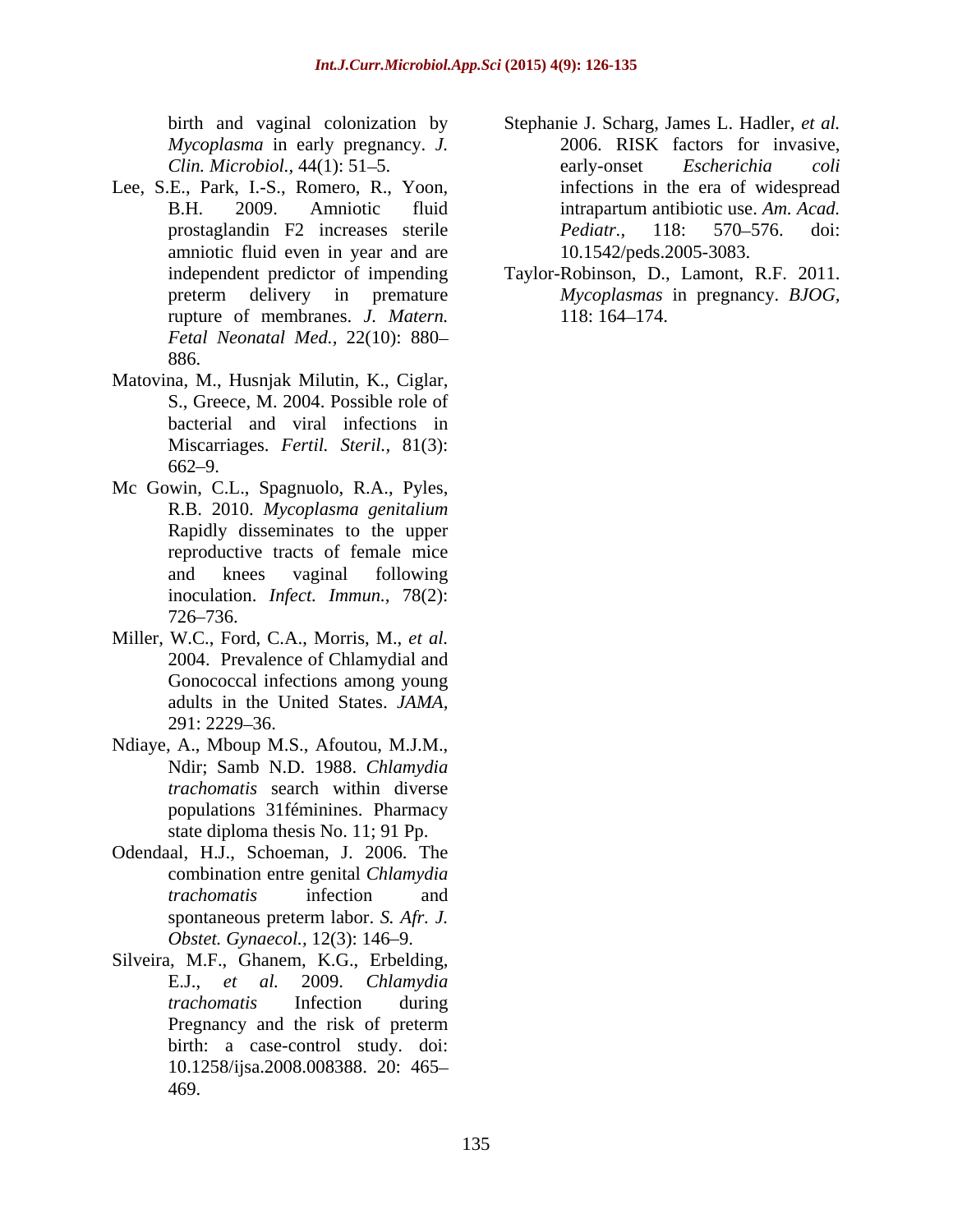birth and vaginal colonization by *Mycoplasma* in early pregnancy. *J. Clin. Microbiol.*, 44(1): 51–5.

Lee, S.E., Park, I.-S., Romero, R., Yoon, B.H. 2009. Amniotic fluid prostaglandin F2 increases sterile amniotic fluid even in year and are independent predictor of impending preterm delivery in premature rupture of membranes. *J. Matern. Fetal Neonatal Med.*, 22(10): 880–886.

Matovina, M., Husnjak Milutin, K., Ciglar, S., Greece, M. 2004. Possible role of bacterial and viral infections in Miscarriages. *Fertil. Steril.*, 81(3): 662–9.

Mc Gowin, C.L., Spagnuolo, R.A., Pyles, R.B. 2010. *Mycoplasma genitalium* Rapidly disseminates to the upper reproductive tracts of female mice and knees vaginal following inoculation. *Infect. Immun.*, 78(2): 726–736.

Miller, W.C., Ford, C.A., Morris, M., *et al.* 2004. Prevalence of Chlamydial and Gonococcal infections among young adults in the United States. *JAMA*, 291: 2229–36.

Ndiaye, A., Mboup M.S., Afoutou, M.J.M., Ndir; Samb N.D. 1988. *Chlamydia trachomatis* search within diverse populations 31féminines. Pharmacy state diploma thesis No. 11; 91 Pp.

Odendaal, H.J., Schoeman, J. 2006. The combination entre genital *Chlamydia trachomatis* infection and spontaneous preterm labor. *S. Afr. J. Obstet. Gynaecol.*, 12(3): 146–9.

Silveira, M.F., Ghanem, K.G., Erbelding, E.J., *et al.* 2009. *Chlamydia trachomatis* Infection during Pregnancy and the risk of preterm birth: a case-control study. doi: 10.1258/ijsa.2008.008388. 20: 465–469.

Stephanie J. Scharg, James L. Hadler, *et al.* 2006. RISK factors for invasive, early-onset *Escherichia coli* infections in the era of widespread intrapartum antibiotic use. *Am. Acad. Pediatr.*, 118: 570–576. doi: 10.1542/peds.2005-3083.

Taylor-Robinson, D., Lamont, R.F. 2011. *Mycoplasmas* in pregnancy. *BJOG*, 118: 164–174.